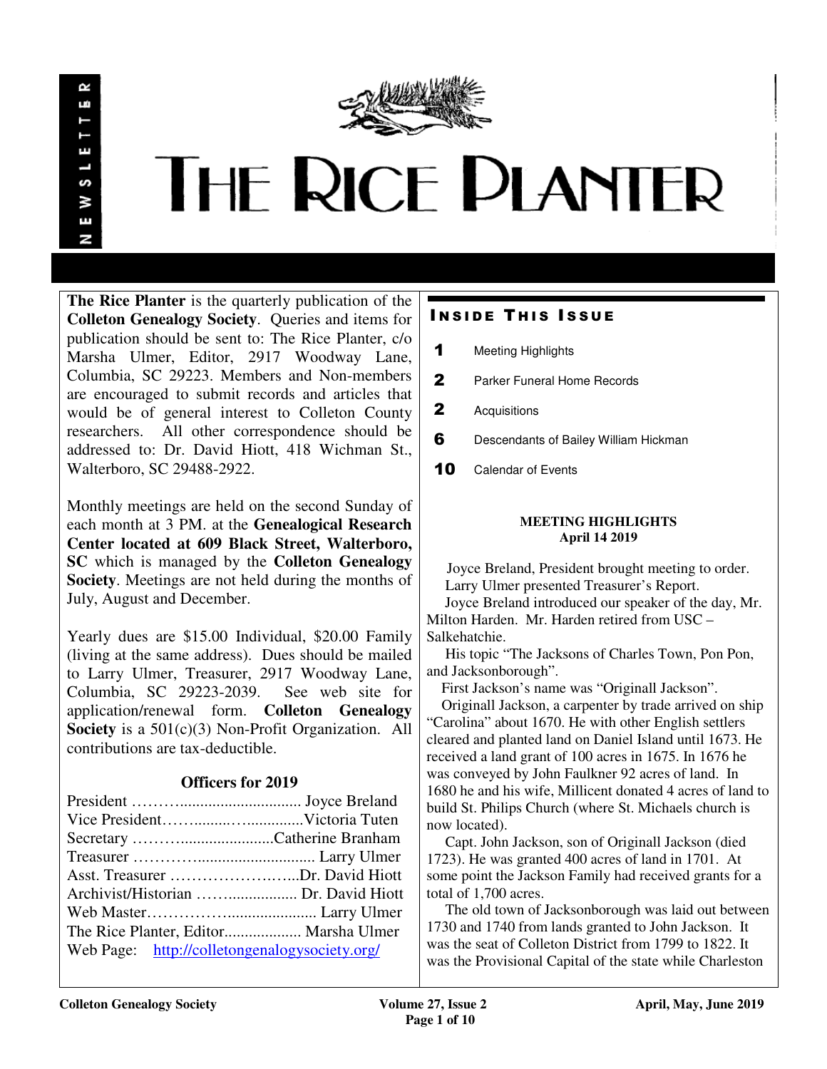NEWSLETTER

# THE RICE PLANTER

**The Rice Planter** is the quarterly publication of the **Colleton Genealogy Society**. Queries and items for publication should be sent to: The Rice Planter, c/o Marsha Ulmer, Editor, 2917 Woodway Lane, Columbia, SC 29223. Members and Non-members are encouraged to submit records and articles that would be of general interest to Colleton County researchers. All other correspondence should be addressed to: Dr. David Hiott, 418 Wichman St., Walterboro, SC 29488-2922.

Monthly meetings are held on the second Sunday of each month at 3 PM. at the **Genealogical Research Center located at 609 Black Street, Walterboro, SC** which is managed by the **Colleton Genealogy Society**. Meetings are not held during the months of July, August and December.

Yearly dues are $15.00 Individual, $20.00 Family (living at the same address). Dues should be mailed to Larry Ulmer, Treasurer, 2917 Woodway Lane, Columbia, SC 29223-2039. See web site for application/renewal form. **Colleton Genealogy Society** is a 501(c)(3) Non-Profit Organization. All contributions are tax-deductible.

### Officers for 2019

President ……….............................. Joyce Breland
Vice President……........…..............Victoria Tuten
Secretary ……….......................Catherine Branham
Treasurer ………….............................. Larry Ulmer
Asst. Treasurer ……………….…...Dr. David Hiott
Archivist/Historian ……................. Dr. David Hiott
Web Master………………...................... Larry Ulmer
The Rice Planter, Editor................... Marsha Ulmer
Web Page: http://colletongenalogysociety.org/

## INSIDE THIS ISSUE

| | |
|---|---|
| 1 | Meeting Highlights |
| 2 | Parker Funeral Home Records |
| 2 | Acquisitions |
| 6 | Descendants of Bailey William Hickman |
| 10 | Calendar of Events |

### MEETING HIGHLIGHTS
### April 14 2019

Joyce Breland, President brought meeting to order.

Larry Ulmer presented Treasurer's Report.

Joyce Breland introduced our speaker of the day, Mr. Milton Harden. Mr. Harden retired from USC – Salkehatchie.

His topic "The Jacksons of Charles Town, Pon Pon, and Jacksonborough".

First Jackson's name was "Originall Jackson".

Originall Jackson, a carpenter by trade arrived on ship "Carolina" about 1670. He with other English settlers cleared and planted land on Daniel Island until 1673. He received a land grant of 100 acres in 1675. In 1676 he was conveyed by John Faulkner 92 acres of land. In 1680 he and his wife, Millicent donated 4 acres of land to build St. Philips Church (where St. Michaels church is now located).

Capt. John Jackson, son of Originall Jackson (died 1723). He was granted 400 acres of land in 1701. At some point the Jackson Family had received grants for a total of 1,700 acres.

The old town of Jacksonborough was laid out between 1730 and 1740 from lands granted to John Jackson. It was the seat of Colleton District from 1799 to 1822. It was the Provisional Capital of the state while Charleston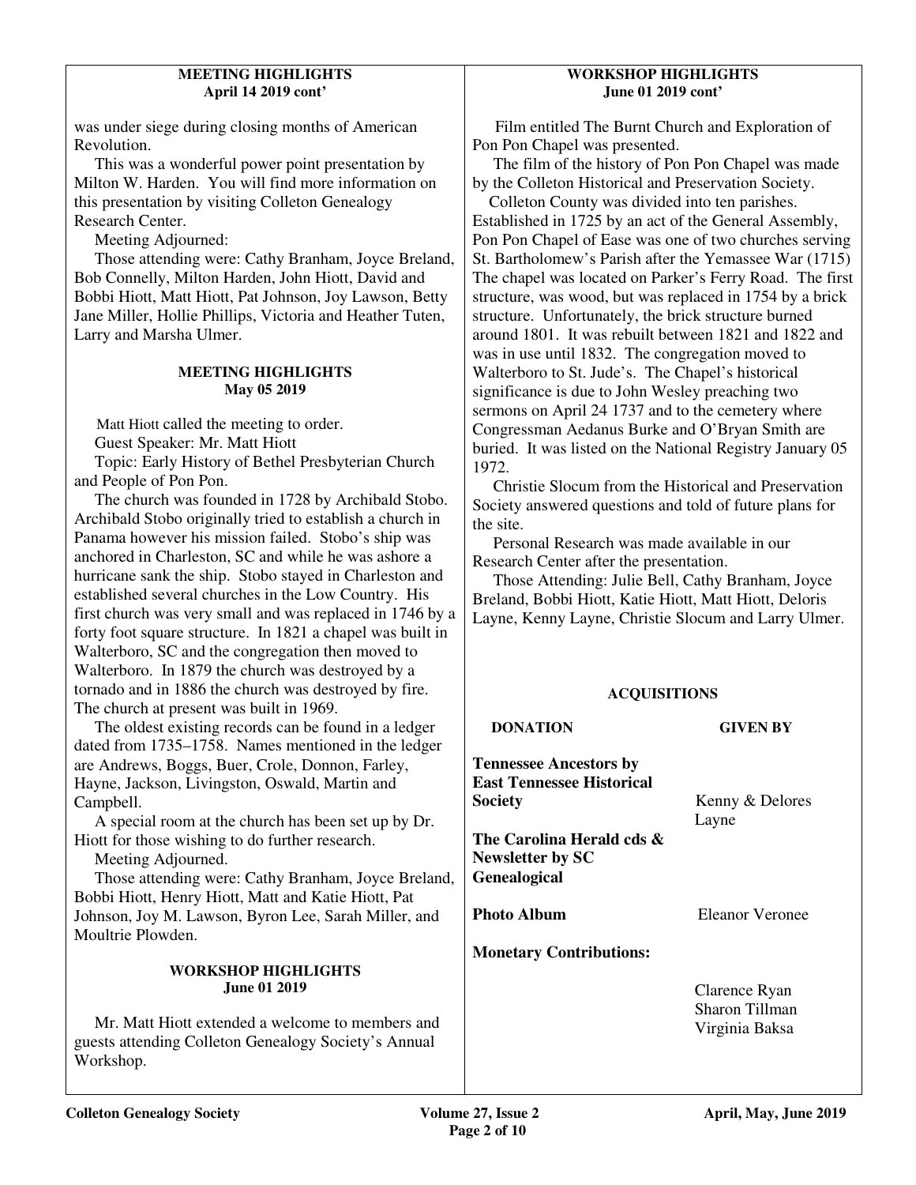**MEETING HIGHLIGHTS**
**April 14 2019 cont'**

was under siege during closing months of American Revolution.

This was a wonderful power point presentation by Milton W. Harden. You will find more information on this presentation by visiting Colleton Genealogy Research Center.

Meeting Adjourned:

Those attending were: Cathy Branham, Joyce Breland, Bob Connelly, Milton Harden, John Hiott, David and Bobbi Hiott, Matt Hiott, Pat Johnson, Joy Lawson, Betty Jane Miller, Hollie Phillips, Victoria and Heather Tuten, Larry and Marsha Ulmer.

**MEETING HIGHLIGHTS**
**May 05 2019**

Matt Hiott called the meeting to order.

Guest Speaker: Mr. Matt Hiott

Topic: Early History of Bethel Presbyterian Church and People of Pon Pon.

The church was founded in 1728 by Archibald Stobo. Archibald Stobo originally tried to establish a church in Panama however his mission failed. Stobo's ship was anchored in Charleston, SC and while he was ashore a hurricane sank the ship. Stobo stayed in Charleston and established several churches in the Low Country. His first church was very small and was replaced in 1746 by a forty foot square structure. In 1821 a chapel was built in Walterboro, SC and the congregation then moved to Walterboro. In 1879 the church was destroyed by a tornado and in 1886 the church was destroyed by fire. The church at present was built in 1969.

The oldest existing records can be found in a ledger dated from 1735–1758. Names mentioned in the ledger are Andrews, Boggs, Buer, Crole, Donnon, Farley, Hayne, Jackson, Livingston, Oswald, Martin and Campbell.

A special room at the church has been set up by Dr. Hiott for those wishing to do further research.

Meeting Adjourned.

Those attending were: Cathy Branham, Joyce Breland, Bobbi Hiott, Henry Hiott, Matt and Katie Hiott, Pat Johnson, Joy M. Lawson, Byron Lee, Sarah Miller, and Moultrie Plowden.

**WORKSHOP HIGHLIGHTS**
**June 01 2019**

Mr. Matt Hiott extended a welcome to members and guests attending Colleton Genealogy Society's Annual Workshop.

**WORKSHOP HIGHLIGHTS**
**June 01 2019 cont'**

Film entitled The Burnt Church and Exploration of Pon Pon Chapel was presented.

The film of the history of Pon Pon Chapel was made by the Colleton Historical and Preservation Society.

Colleton County was divided into ten parishes. Established in 1725 by an act of the General Assembly, Pon Pon Chapel of Ease was one of two churches serving St. Bartholomew's Parish after the Yemassee War (1715) The chapel was located on Parker's Ferry Road. The first structure, was wood, but was replaced in 1754 by a brick structure. Unfortunately, the brick structure burned around 1801. It was rebuilt between 1821 and 1822 and was in use until 1832. The congregation moved to Walterboro to St. Jude's. The Chapel's historical significance is due to John Wesley preaching two sermons on April 24 1737 and to the cemetery where Congressman Aedanus Burke and O'Bryan Smith are buried. It was listed on the National Registry January 05 1972.

Christie Slocum from the Historical and Preservation Society answered questions and told of future plans for the site.

Personal Research was made available in our Research Center after the presentation.

Those Attending: Julie Bell, Cathy Branham, Joyce Breland, Bobbi Hiott, Katie Hiott, Matt Hiott, Deloris Layne, Kenny Layne, Christie Slocum and Larry Ulmer.

**ACQUISITIONS**

| DONATION | GIVEN BY |
|---|---|
| **Tennessee Ancestors by East Tennessee Historical Society** | Kenny & Delores Layne |
| **The Carolina Herald cds & Newsletter by SC Genealogical** | |
| **Photo Album** | Eleanor Veronee |
| **Monetary Contributions:** | |
| | Clarence Ryan<br>Sharon Tillman<br>Virginia Baksa |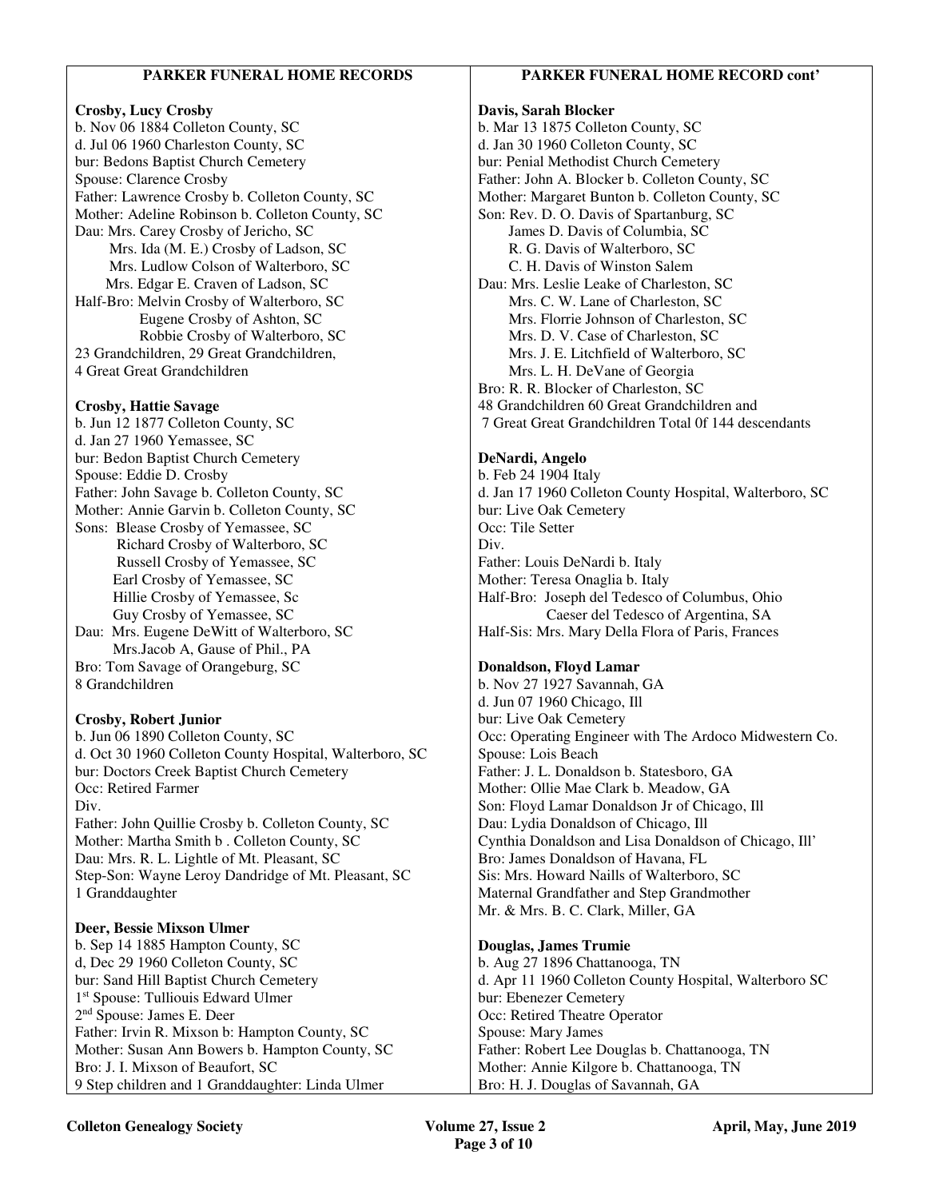**PARKER FUNERAL HOME RECORDS**

**Crosby, Lucy Crosby**
b. Nov 06 1884 Colleton County, SC
d. Jul 06 1960 Charleston County, SC
bur: Bedons Baptist Church Cemetery
Spouse: Clarence Crosby
Father: Lawrence Crosby b. Colleton County, SC
Mother: Adeline Robinson b. Colleton County, SC
Dau: Mrs. Carey Crosby of Jericho, SC
Mrs. Ida (M. E.) Crosby of Ladson, SC
Mrs. Ludlow Colson of Walterboro, SC
Mrs. Edgar E. Craven of Ladson, SC
Half-Bro: Melvin Crosby of Walterboro, SC
Eugene Crosby of Ashton, SC
Robbie Crosby of Walterboro, SC
23 Grandchildren, 29 Great Grandchildren,
4 Great Great Grandchildren

**Crosby, Hattie Savage**
b. Jun 12 1877 Colleton County, SC
d. Jan 27 1960 Yemassee, SC
bur: Bedon Baptist Church Cemetery
Spouse: Eddie D. Crosby
Father: John Savage b. Colleton County, SC
Mother: Annie Garvin b. Colleton County, SC
Sons: Blease Crosby of Yemassee, SC
Richard Crosby of Walterboro, SC
Russell Crosby of Yemassee, SC
Earl Crosby of Yemassee, SC
Hillie Crosby of Yemassee, Sc
Guy Crosby of Yemassee, SC
Dau: Mrs. Eugene DeWitt of Walterboro, SC
Mrs.Jacob A, Gause of Phil., PA
Bro: Tom Savage of Orangeburg, SC
8 Grandchildren

**Crosby, Robert Junior**
b. Jun 06 1890 Colleton County, SC
d. Oct 30 1960 Colleton County Hospital, Walterboro, SC
bur: Doctors Creek Baptist Church Cemetery
Occ: Retired Farmer
Div.
Father: John Quillie Crosby b. Colleton County, SC
Mother: Martha Smith b . Colleton County, SC
Dau: Mrs. R. L. Lightle of Mt. Pleasant, SC
Step-Son: Wayne Leroy Dandridge of Mt. Pleasant, SC
1 Granddaughter

**Deer, Bessie Mixson Ulmer**
b. Sep 14 1885 Hampton County, SC
d, Dec 29 1960 Colleton County, SC
bur: Sand Hill Baptist Church Cemetery
1st Spouse: Tulliouis Edward Ulmer
2nd Spouse: James E. Deer
Father: Irvin R. Mixson b: Hampton County, SC
Mother: Susan Ann Bowers b. Hampton County, SC
Bro: J. I. Mixson of Beaufort, SC
9 Step children and 1 Granddaughter: Linda Ulmer

**PARKER FUNERAL HOME RECORD cont'**

**Davis, Sarah Blocker**
b. Mar 13 1875 Colleton County, SC
d. Jan 30 1960 Colleton County, SC
bur: Penial Methodist Church Cemetery
Father: John A. Blocker b. Colleton County, SC
Mother: Margaret Bunton b. Colleton County, SC
Son: Rev. D. O. Davis of Spartanburg, SC
James D. Davis of Columbia, SC
R. G. Davis of Walterboro, SC
C. H. Davis of Winston Salem
Dau: Mrs. Leslie Leake of Charleston, SC
Mrs. C. W. Lane of Charleston, SC
Mrs. Florrie Johnson of Charleston, SC
Mrs. D. V. Case of Charleston, SC
Mrs. J. E. Litchfield of Walterboro, SC
Mrs. L. H. DeVane of Georgia
Bro: R. R. Blocker of Charleston, SC
48 Grandchildren 60 Great Grandchildren and
7 Great Great Grandchildren Total 0f 144 descendants

**DeNardi, Angelo**
b. Feb 24 1904 Italy
d. Jan 17 1960 Colleton County Hospital, Walterboro, SC
bur: Live Oak Cemetery
Occ: Tile Setter
Div.
Father: Louis DeNardi b. Italy
Mother: Teresa Onaglia b. Italy
Half-Bro: Joseph del Tedesco of Columbus, Ohio
Caeser del Tedesco of Argentina, SA
Half-Sis: Mrs. Mary Della Flora of Paris, Frances

**Donaldson, Floyd Lamar**
b. Nov 27 1927 Savannah, GA
d. Jun 07 1960 Chicago, Ill
bur: Live Oak Cemetery
Occ: Operating Engineer with The Ardoco Midwestern Co.
Spouse: Lois Beach
Father: J. L. Donaldson b. Statesboro, GA
Mother: Ollie Mae Clark b. Meadow, GA
Son: Floyd Lamar Donaldson Jr of Chicago, Ill
Dau: Lydia Donaldson of Chicago, Ill
Cynthia Donaldson and Lisa Donaldson of Chicago, Ill'
Bro: James Donaldson of Havana, FL
Sis: Mrs. Howard Naills of Walterboro, SC
Maternal Grandfather and Step Grandmother
Mr. & Mrs. B. C. Clark, Miller, GA

**Douglas, James Trumie**
b. Aug 27 1896 Chattanooga, TN
d. Apr 11 1960 Colleton County Hospital, Walterboro SC
bur: Ebenezer Cemetery
Occ: Retired Theatre Operator
Spouse: Mary James
Father: Robert Lee Douglas b. Chattanooga, TN
Mother: Annie Kilgore b. Chattanooga, TN
Bro: H. J. Douglas of Savannah, GA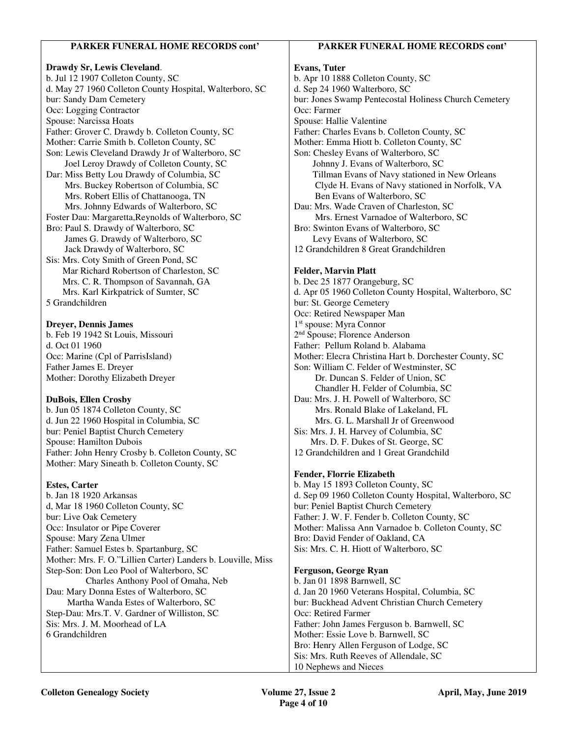## PARKER FUNERAL HOME RECORDS cont'

**Drawdy Sr, Lewis Cleveland**.
b. Jul 12 1907 Colleton County, SC
d. May 27 1960 Colleton County Hospital, Walterboro, SC
bur: Sandy Dam Cemetery
Occ: Logging Contractor
Spouse: Narcissa Hoats
Father: Grover C. Drawdy b. Colleton County, SC
Mother: Carrie Smith b. Colleton County, SC
Son: Lewis Cleveland Drawdy Jr of Walterboro, SC
Joel Leroy Drawdy of Colleton County, SC
Dar: Miss Betty Lou Drawdy of Columbia, SC
Mrs. Buckey Robertson of Columbia, SC
Mrs. Robert Ellis of Chattanooga, TN
Mrs. Johnny Edwards of Walterboro, SC
Foster Dau: Margaretta,Reynolds of Walterboro, SC
Bro: Paul S. Drawdy of Walterboro, SC
James G. Drawdy of Walterboro, SC
Jack Drawdy of Walterboro, SC
Sis: Mrs. Coty Smith of Green Pond, SC
Mar Richard Robertson of Charleston, SC
Mrs. C. R. Thompson of Savannah, GA
Mrs. Karl Kirkpatrick of Sumter, SC
5 Grandchildren

**Dreyer, Dennis James**
b. Feb 19 1942 St Louis, Missouri
d. Oct 01 1960
Occ: Marine (Cpl of ParrisIsland)
Father James E. Dreyer
Mother: Dorothy Elizabeth Dreyer

**DuBois, Ellen Crosby**
b. Jun 05 1874 Colleton County, SC
d. Jun 22 1960 Hospital in Columbia, SC
bur: Peniel Baptist Church Cemetery
Spouse: Hamilton Dubois
Father: John Henry Crosby b. Colleton County, SC
Mother: Mary Sineath b. Colleton County, SC

**Estes, Carter**
b. Jan 18 1920 Arkansas
d, Mar 18 1960 Colleton County, SC
bur: Live Oak Cemetery
Occ: Insulator or Pipe Coverer
Spouse: Mary Zena Ulmer
Father: Samuel Estes b. Spartanburg, SC
Mother: Mrs. F. O."Lillien Carter) Landers b. Louville, Miss
Step-Son: Don Leo Pool of Walterboro, SC
Charles Anthony Pool of Omaha, Neb
Dau: Mary Donna Estes of Walterboro, SC
Martha Wanda Estes of Walterboro, SC
Step-Dau: Mrs.T. V. Gardner of Williston, SC
Sis: Mrs. J. M. Moorhead of LA
6 Grandchildren

**Evans, Tuter**
b. Apr 10 1888 Colleton County, SC
d. Sep 24 1960 Walterboro, SC
bur: Jones Swamp Pentecostal Holiness Church Cemetery
Occ: Farmer
Spouse: Hallie Valentine
Father: Charles Evans b. Colleton County, SC
Mother: Emma Hiott b. Colleton County, SC
Son: Chesley Evans of Walterboro, SC
Johnny J. Evans of Walterboro, SC
Tillman Evans of Navy stationed in New Orleans
Clyde H. Evans of Navy stationed in Norfolk, VA
Ben Evans of Walterboro, SC
Dau: Mrs. Wade Craven of Charleston, SC
Mrs. Ernest Varnadoe of Walterboro, SC
Bro: Swinton Evans of Walterboro, SC
Levy Evans of Walterboro, SC
12 Grandchildren 8 Great Grandchildren

**Felder, Marvin Platt**
b. Dec 25 1877 Orangeburg, SC
d. Apr 05 1960 Colleton County Hospital, Walterboro, SC
bur: St. George Cemetery
Occ: Retired Newspaper Man
1st spouse: Myra Connor
2nd Spouse; Florence Anderson
Father: Pellum Roland b. Alabama
Mother: Elecra Christina Hart b. Dorchester County, SC
Son: William C. Felder of Westminster, SC
Dr. Duncan S. Felder of Union, SC
Chandler H. Felder of Columbia, SC
Dau: Mrs. J. H. Powell of Walterboro, SC
Mrs. Ronald Blake of Lakeland, FL
Mrs. G. L. Marshall Jr of Greenwood
Sis: Mrs. J. H. Harvey of Columbia, SC
Mrs. D. F. Dukes of St. George, SC
12 Grandchildren and 1 Great Grandchild

**Fender, Florrie Elizabeth**
b. May 15 1893 Colleton County, SC
d. Sep 09 1960 Colleton County Hospital, Walterboro, SC
bur: Peniel Baptist Church Cemetery
Father: J. W. F. Fender b. Colleton County, SC
Mother: Malissa Ann Varnadoe b. Colleton County, SC
Bro: David Fender of Oakland, CA
Sis: Mrs. C. H. Hiott of Walterboro, SC

**Ferguson, George Ryan**
b. Jan 01 1898 Barnwell, SC
d. Jan 20 1960 Veterans Hospital, Columbia, SC
bur: Buckhead Advent Christian Church Cemetery
Occ: Retired Farmer
Father: John James Ferguson b. Barnwell, SC
Mother: Essie Love b. Barnwell, SC
Bro: Henry Allen Ferguson of Lodge, SC
Sis: Mrs. Ruth Reeves of Allendale, SC
10 Nephews and Nieces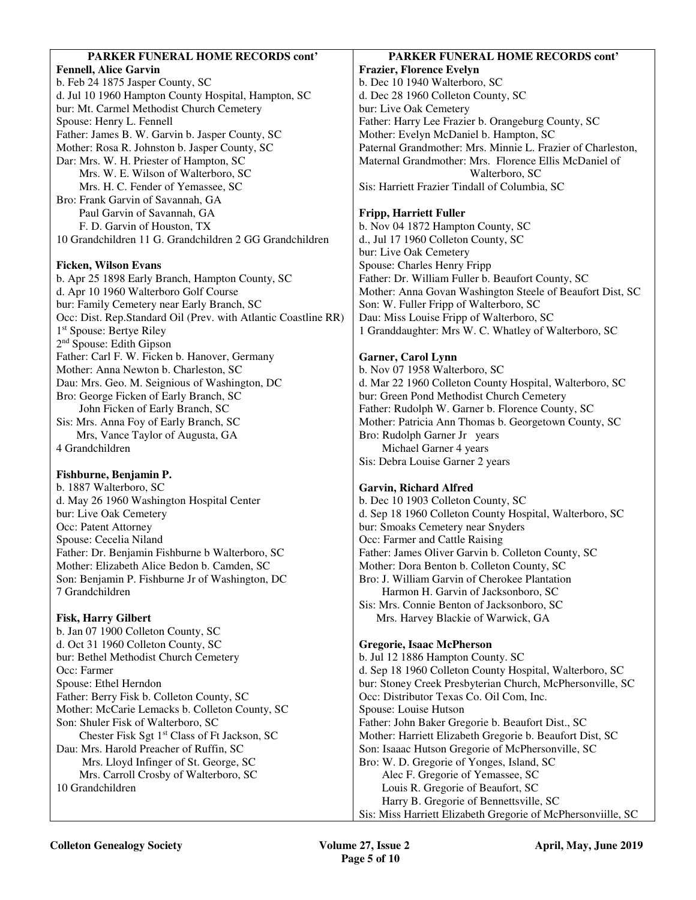## PARKER FUNERAL HOME RECORDS cont'

**Fennell, Alice Garvin**
b. Feb 24 1875 Jasper County, SC
d. Jul 10 1960 Hampton County Hospital, Hampton, SC
bur: Mt. Carmel Methodist Church Cemetery
Spouse: Henry L. Fennell
Father: James B. W. Garvin b. Jasper County, SC
Mother: Rosa R. Johnston b. Jasper County, SC
Dar: Mrs. W. H. Priester of Hampton, SC
Mrs. W. E. Wilson of Walterboro, SC
Mrs. H. C. Fender of Yemassee, SC
Bro: Frank Garvin of Savannah, GA
Paul Garvin of Savannah, GA
F. D. Garvin of Houston, TX
10 Grandchildren 11 G. Grandchildren 2 GG Grandchildren

**Ficken, Wilson Evans**
b. Apr 25 1898 Early Branch, Hampton County, SC
d. Apr 10 1960 Walterboro Golf Course
bur: Family Cemetery near Early Branch, SC
Occ: Dist. Rep.Standard Oil (Prev. with Atlantic Coastline RR)
1st Spouse: Bertye Riley
2nd Spouse: Edith Gipson
Father: Carl F. W. Ficken b. Hanover, Germany
Mother: Anna Newton b. Charleston, SC
Dau: Mrs. Geo. M. Seignious of Washington, DC
Bro: George Ficken of Early Branch, SC
John Ficken of Early Branch, SC
Sis: Mrs. Anna Foy of Early Branch, SC
Mrs, Vance Taylor of Augusta, GA
4 Grandchildren

**Fishburne, Benjamin P.**
b. 1887 Walterboro, SC
d. May 26 1960 Washington Hospital Center
bur: Live Oak Cemetery
Occ: Patent Attorney
Spouse: Cecelia Niland
Father: Dr. Benjamin Fishburne b Walterboro, SC
Mother: Elizabeth Alice Bedon b. Camden, SC
Son: Benjamin P. Fishburne Jr of Washington, DC
7 Grandchildren

**Fisk, Harry Gilbert**
b. Jan 07 1900 Colleton County, SC
d. Oct 31 1960 Colleton County, SC
bur: Bethel Methodist Church Cemetery
Occ: Farmer
Spouse: Ethel Herndon
Father: Berry Fisk b. Colleton County, SC
Mother: McCarie Lemacks b. Colleton County, SC
Son: Shuler Fisk of Walterboro, SC
Chester Fisk Sgt 1st Class of Ft Jackson, SC
Dau: Mrs. Harold Preacher of Ruffin, SC
Mrs. Lloyd Infinger of St. George, SC
Mrs. Carroll Crosby of Walterboro, SC
10 Grandchildren

**Frazier, Florence Evelyn**
b. Dec 10 1940 Walterboro, SC
d. Dec 28 1960 Colleton County, SC
bur: Live Oak Cemetery
Father: Harry Lee Frazier b. Orangeburg County, SC
Mother: Evelyn McDaniel b. Hampton, SC
Paternal Grandmother: Mrs. Minnie L. Frazier of Charleston,
Maternal Grandmother: Mrs. Florence Ellis McDaniel of Walterboro, SC
Sis: Harriett Frazier Tindall of Columbia, SC

**Fripp, Harriett Fuller**
b. Nov 04 1872 Hampton County, SC
d., Jul 17 1960 Colleton County, SC
bur: Live Oak Cemetery
Spouse: Charles Henry Fripp
Father: Dr. William Fuller b. Beaufort County, SC
Mother: Anna Govan Washington Steele of Beaufort Dist, SC
Son: W. Fuller Fripp of Walterboro, SC
Dau: Miss Louise Fripp of Walterboro, SC
1 Granddaughter: Mrs W. C. Whatley of Walterboro, SC

**Garner, Carol Lynn**
b. Nov 07 1958 Walterboro, SC
d. Mar 22 1960 Colleton County Hospital, Walterboro, SC
bur: Green Pond Methodist Church Cemetery
Father: Rudolph W. Garner b. Florence County, SC
Mother: Patricia Ann Thomas b. Georgetown County, SC
Bro: Rudolph Garner Jr years
Michael Garner 4 years
Sis: Debra Louise Garner 2 years

**Garvin, Richard Alfred**
b. Dec 10 1903 Colleton County, SC
d. Sep 18 1960 Colleton County Hospital, Walterboro, SC
bur: Smoaks Cemetery near Snyders
Occ: Farmer and Cattle Raising
Father: James Oliver Garvin b. Colleton County, SC
Mother: Dora Benton b. Colleton County, SC
Bro: J. William Garvin of Cherokee Plantation
Harmon H. Garvin of Jacksonboro, SC
Sis: Mrs. Connie Benton of Jacksonboro, SC
Mrs. Harvey Blackie of Warwick, GA

**Gregorie, Isaac McPherson**
b. Jul 12 1886 Hampton County. SC
d. Sep 18 1960 Colleton County Hospital, Walterboro, SC
bur: Stoney Creek Presbyterian Church, McPhersonville, SC
Occ: Distributor Texas Co. Oil Com, Inc.
Spouse: Louise Hutson
Father: John Baker Gregorie b. Beaufort Dist., SC
Mother: Harriett Elizabeth Gregorie b. Beaufort Dist, SC
Son: Isaaac Hutson Gregorie of McPhersonville, SC
Bro: W. D. Gregorie of Yonges, Island, SC
Alec F. Gregorie of Yemassee, SC
Louis R. Gregorie of Beaufort, SC
Harry B. Gregorie of Bennettsville, SC
Sis: Miss Harriett Elizabeth Gregorie of McPhersonviille, SC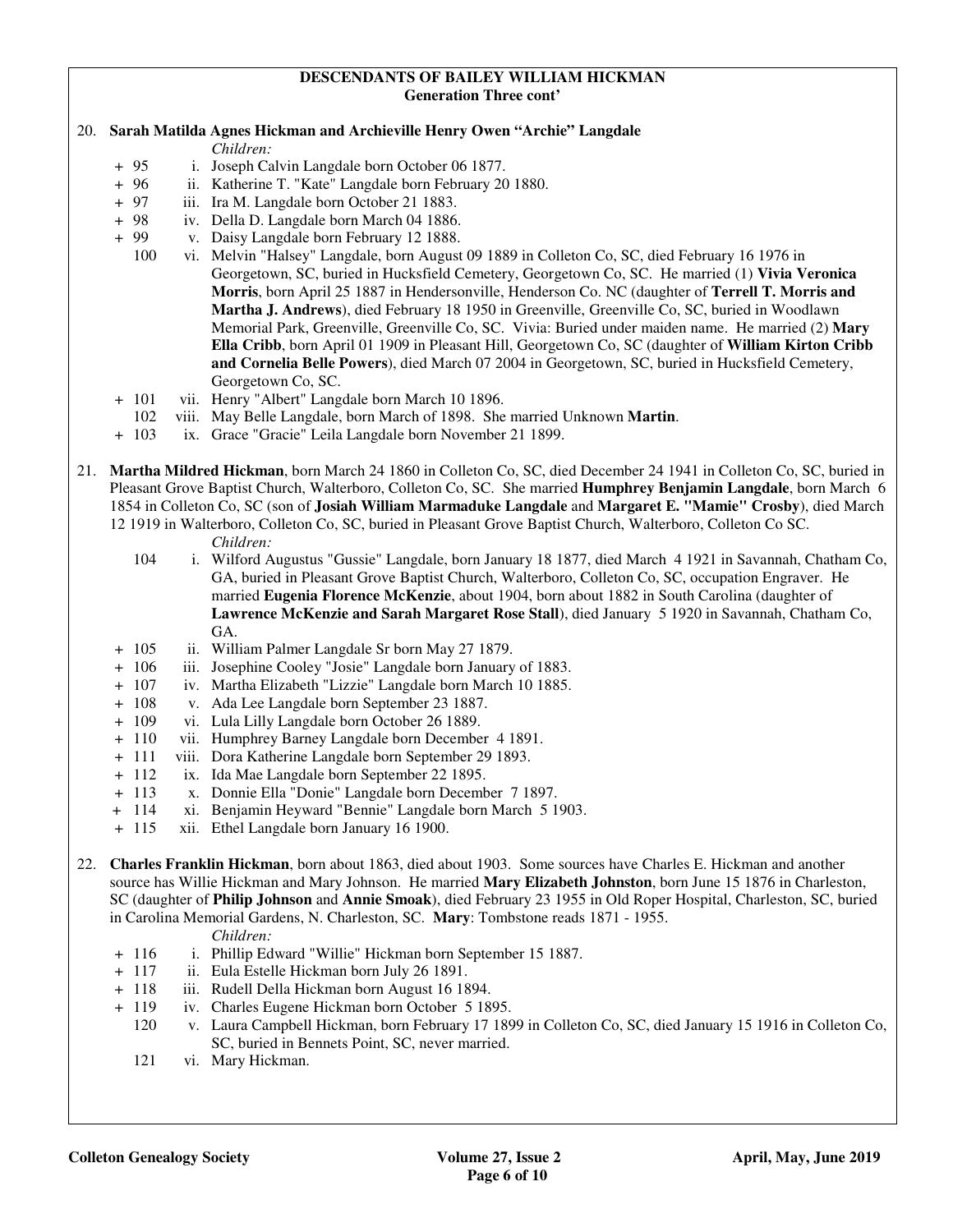## DESCENDANTS OF BAILEY WILLIAM HICKMAN
### Generation Three cont'

20. **Sarah Matilda Agnes Hickman and Archieville Henry Owen "Archie" Langdale**

    *Children:*

    - \+ 95 i. Joseph Calvin Langdale born October 06 1877.
    - \+ 96 ii. Katherine T. "Kate" Langdale born February 20 1880.
    - \+ 97 iii. Ira M. Langdale born October 21 1883.
    - \+ 98 iv. Della D. Langdale born March 04 1886.
    - \+ 99 v. Daisy Langdale born February 12 1888.
    - 100 vi. Melvin "Halsey" Langdale, born August 09 1889 in Colleton Co, SC, died February 16 1976 in Georgetown, SC, buried in Hucksfield Cemetery, Georgetown Co, SC. He married (1) **Vivia Veronica Morris**, born April 25 1887 in Hendersonville, Henderson Co. NC (daughter of **Terrell T. Morris and Martha J. Andrews**), died February 18 1950 in Greenville, Greenville Co, SC, buried in Woodlawn Memorial Park, Greenville, Greenville Co, SC. Vivia: Buried under maiden name. He married (2) **Mary Ella Cribb**, born April 01 1909 in Pleasant Hill, Georgetown Co, SC (daughter of **William Kirton Cribb and Cornelia Belle Powers**), died March 07 2004 in Georgetown, SC, buried in Hucksfield Cemetery, Georgetown Co, SC.
    - \+ 101 vii. Henry "Albert" Langdale born March 10 1896.
    - 102 viii. May Belle Langdale, born March of 1898. She married Unknown **Martin**.
    - \+ 103 ix. Grace "Gracie" Leila Langdale born November 21 1899.

21. **Martha Mildred Hickman**, born March 24 1860 in Colleton Co, SC, died December 24 1941 in Colleton Co, SC, buried in Pleasant Grove Baptist Church, Walterboro, Colleton Co, SC. She married **Humphrey Benjamin Langdale**, born March 6 1854 in Colleton Co, SC (son of **Josiah William Marmaduke Langdale** and **Margaret E. "Mamie" Crosby**), died March 12 1919 in Walterboro, Colleton Co, SC, buried in Pleasant Grove Baptist Church, Walterboro, Colleton Co SC.

    *Children:*

    - 104 i. Wilford Augustus "Gussie" Langdale, born January 18 1877, died March 4 1921 in Savannah, Chatham Co, GA, buried in Pleasant Grove Baptist Church, Walterboro, Colleton Co, SC, occupation Engraver. He married **Eugenia Florence McKenzie**, about 1904, born about 1882 in South Carolina (daughter of **Lawrence McKenzie and Sarah Margaret Rose Stall**), died January 5 1920 in Savannah, Chatham Co, GA.
    - \+ 105 ii. William Palmer Langdale Sr born May 27 1879.
    - \+ 106 iii. Josephine Cooley "Josie" Langdale born January of 1883.
    - \+ 107 iv. Martha Elizabeth "Lizzie" Langdale born March 10 1885.
    - \+ 108 v. Ada Lee Langdale born September 23 1887.
    - \+ 109 vi. Lula Lilly Langdale born October 26 1889.
    - \+ 110 vii. Humphrey Barney Langdale born December 4 1891.
    - \+ 111 viii. Dora Katherine Langdale born September 29 1893.
    - \+ 112 ix. Ida Mae Langdale born September 22 1895.
    - \+ 113 x. Donnie Ella "Donie" Langdale born December 7 1897.
    - \+ 114 xi. Benjamin Heyward "Bennie" Langdale born March 5 1903.
    - \+ 115 xii. Ethel Langdale born January 16 1900.

22. **Charles Franklin Hickman**, born about 1863, died about 1903. Some sources have Charles E. Hickman and another source has Willie Hickman and Mary Johnson. He married **Mary Elizabeth Johnston**, born June 15 1876 in Charleston, SC (daughter of **Philip Johnson** and **Annie Smoak**), died February 23 1955 in Old Roper Hospital, Charleston, SC, buried in Carolina Memorial Gardens, N. Charleston, SC. **Mary**: Tombstone reads 1871 - 1955.

    *Children:*

    - \+ 116 i. Phillip Edward "Willie" Hickman born September 15 1887.
    - \+ 117 ii. Eula Estelle Hickman born July 26 1891.
    - \+ 118 iii. Rudell Della Hickman born August 16 1894.
    - \+ 119 iv. Charles Eugene Hickman born October 5 1895.
    - 120 v. Laura Campbell Hickman, born February 17 1899 in Colleton Co, SC, died January 15 1916 in Colleton Co, SC, buried in Bennets Point, SC, never married.
    - 121 vi. Mary Hickman.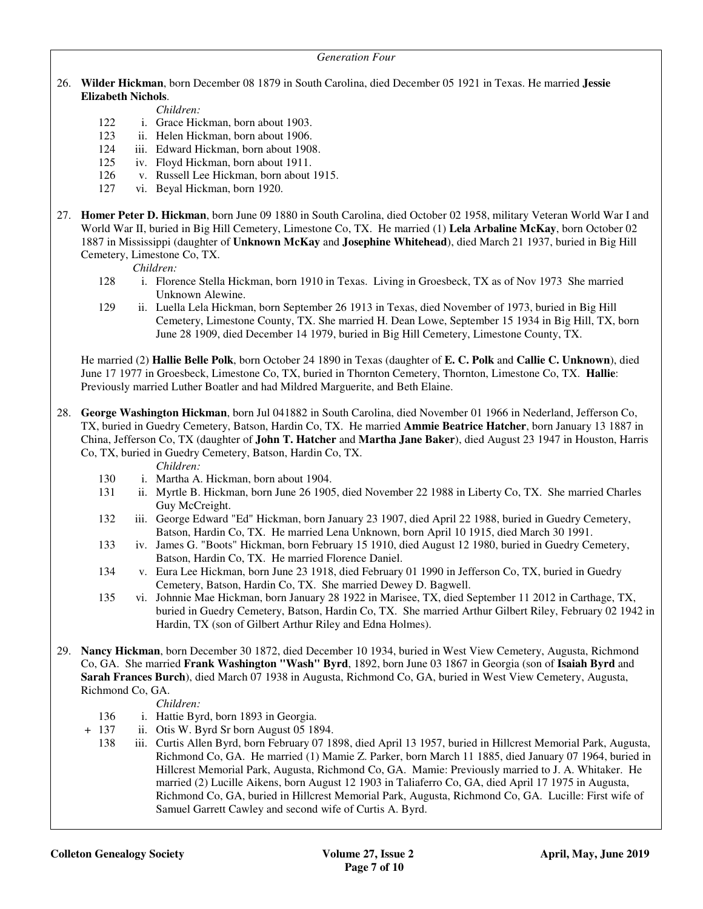*Generation Four*

26. **Wilder Hickman**, born December 08 1879 in South Carolina, died December 05 1921 in Texas. He married **Jessie Elizabeth Nichols**.

    *Children:*

    - 122 i. Grace Hickman, born about 1903.
    - 123 ii. Helen Hickman, born about 1906.
    - 124 iii. Edward Hickman, born about 1908.
    - 125 iv. Floyd Hickman, born about 1911.
    - 126 v. Russell Lee Hickman, born about 1915.
    - 127 vi. Beyal Hickman, born 1920.

27. **Homer Peter D. Hickman**, born June 09 1880 in South Carolina, died October 02 1958, military Veteran World War I and World War II, buried in Big Hill Cemetery, Limestone Co, TX. He married (1) **Lela Arbaline McKay**, born October 02 1887 in Mississippi (daughter of **Unknown McKay** and **Josephine Whitehead**), died March 21 1937, buried in Big Hill Cemetery, Limestone Co, TX.

    *Children:*

    - 128 i. Florence Stella Hickman, born 1910 in Texas. Living in Groesbeck, TX as of Nov 1973 She married Unknown Alewine.
    - 129 ii. Luella Lela Hickman, born September 26 1913 in Texas, died November of 1973, buried in Big Hill Cemetery, Limestone County, TX. She married H. Dean Lowe, September 15 1934 in Big Hill, TX, born June 28 1909, died December 14 1979, buried in Big Hill Cemetery, Limestone County, TX.

    He married (2) **Hallie Belle Polk**, born October 24 1890 in Texas (daughter of **E. C. Polk** and **Callie C. Unknown**), died June 17 1977 in Groesbeck, Limestone Co, TX, buried in Thornton Cemetery, Thornton, Limestone Co, TX. **Hallie**: Previously married Luther Boatler and had Mildred Marguerite, and Beth Elaine.

28. **George Washington Hickman**, born Jul 041882 in South Carolina, died November 01 1966 in Nederland, Jefferson Co, TX, buried in Guedry Cemetery, Batson, Hardin Co, TX. He married **Ammie Beatrice Hatcher**, born January 13 1887 in China, Jefferson Co, TX (daughter of **John T. Hatcher** and **Martha Jane Baker**), died August 23 1947 in Houston, Harris Co, TX, buried in Guedry Cemetery, Batson, Hardin Co, TX.

    *Children:*

    - 130 i. Martha A. Hickman, born about 1904.
    - 131 ii. Myrtle B. Hickman, born June 26 1905, died November 22 1988 in Liberty Co, TX. She married Charles Guy McCreight.
    - 132 iii. George Edward "Ed" Hickman, born January 23 1907, died April 22 1988, buried in Guedry Cemetery, Batson, Hardin Co, TX. He married Lena Unknown, born April 10 1915, died March 30 1991.
    - 133 iv. James G. "Boots" Hickman, born February 15 1910, died August 12 1980, buried in Guedry Cemetery, Batson, Hardin Co, TX. He married Florence Daniel.
    - 134 v. Eura Lee Hickman, born June 23 1918, died February 01 1990 in Jefferson Co, TX, buried in Guedry Cemetery, Batson, Hardin Co, TX. She married Dewey D. Bagwell.
    - 135 vi. Johnnie Mae Hickman, born January 28 1922 in Marisee, TX, died September 11 2012 in Carthage, TX, buried in Guedry Cemetery, Batson, Hardin Co, TX. She married Arthur Gilbert Riley, February 02 1942 in Hardin, TX (son of Gilbert Arthur Riley and Edna Holmes).

29. **Nancy Hickman**, born December 30 1872, died December 10 1934, buried in West View Cemetery, Augusta, Richmond Co, GA. She married **Frank Washington "Wash" Byrd**, 1892, born June 03 1867 in Georgia (son of **Isaiah Byrd** and **Sarah Frances Burch**), died March 07 1938 in Augusta, Richmond Co, GA, buried in West View Cemetery, Augusta, Richmond Co, GA.

    *Children:*

    - 136 i. Hattie Byrd, born 1893 in Georgia.
    - \+ 137 ii. Otis W. Byrd Sr born August 05 1894.
    - 138 iii. Curtis Allen Byrd, born February 07 1898, died April 13 1957, buried in Hillcrest Memorial Park, Augusta, Richmond Co, GA. He married (1) Mamie Z. Parker, born March 11 1885, died January 07 1964, buried in Hillcrest Memorial Park, Augusta, Richmond Co, GA. Mamie: Previously married to J. A. Whitaker. He married (2) Lucille Aikens, born August 12 1903 in Taliaferro Co, GA, died April 17 1975 in Augusta, Richmond Co, GA, buried in Hillcrest Memorial Park, Augusta, Richmond Co, GA. Lucille: First wife of Samuel Garrett Cawley and second wife of Curtis A. Byrd.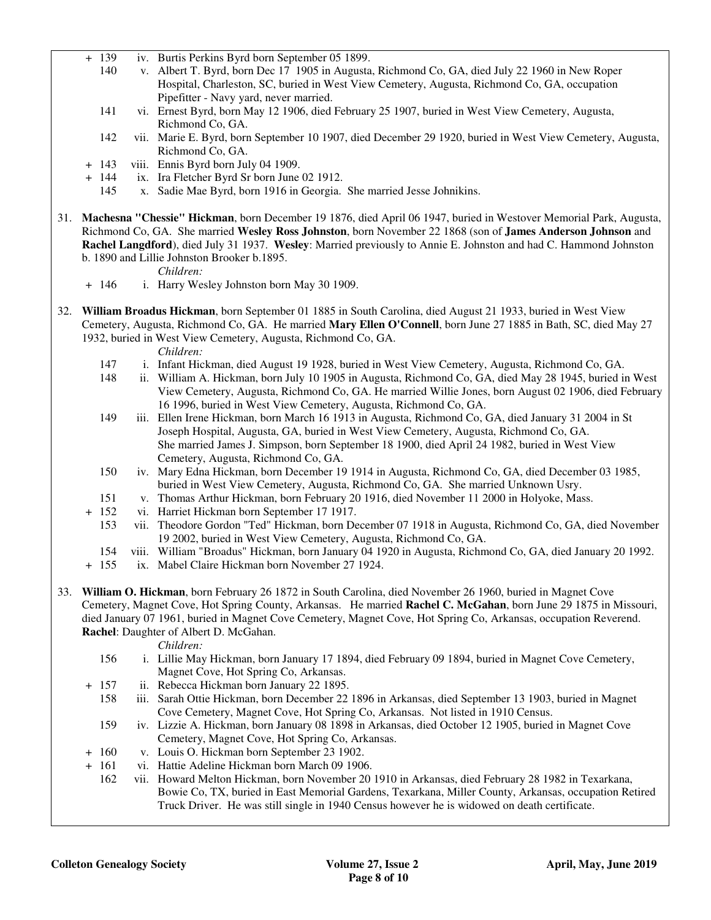\+ 139 iv. Burtis Perkins Byrd born September 05 1899.

140 v. Albert T. Byrd, born Dec 17 1905 in Augusta, Richmond Co, GA, died July 22 1960 in New Roper Hospital, Charleston, SC, buried in West View Cemetery, Augusta, Richmond Co, GA, occupation Pipefitter - Navy yard, never married.

141 vi. Ernest Byrd, born May 12 1906, died February 25 1907, buried in West View Cemetery, Augusta, Richmond Co, GA.

142 vii. Marie E. Byrd, born September 10 1907, died December 29 1920, buried in West View Cemetery, Augusta, Richmond Co, GA.

\+ 143 viii. Ennis Byrd born July 04 1909.

\+ 144 ix. Ira Fletcher Byrd Sr born June 02 1912.

145 x. Sadie Mae Byrd, born 1916 in Georgia. She married Jesse Johnikins.

31\. **Machesna "Chessie" Hickman**, born December 19 1876, died April 06 1947, buried in Westover Memorial Park, Augusta, Richmond Co, GA. She married **Wesley Ross Johnston**, born November 22 1868 (son of **James Anderson Johnson** and **Rachel Langdford**), died July 31 1937. **Wesley**: Married previously to Annie E. Johnston and had C. Hammond Johnston b. 1890 and Lillie Johnston Brooker b.1895.

*Children:*

\+ 146 i. Harry Wesley Johnston born May 30 1909.

32\. **William Broadus Hickman**, born September 01 1885 in South Carolina, died August 21 1933, buried in West View Cemetery, Augusta, Richmond Co, GA. He married **Mary Ellen O'Connell**, born June 27 1885 in Bath, SC, died May 27 1932, buried in West View Cemetery, Augusta, Richmond Co, GA.

*Children:*

147 i. Infant Hickman, died August 19 1928, buried in West View Cemetery, Augusta, Richmond Co, GA.

148 ii. William A. Hickman, born July 10 1905 in Augusta, Richmond Co, GA, died May 28 1945, buried in West View Cemetery, Augusta, Richmond Co, GA. He married Willie Jones, born August 02 1906, died February 16 1996, buried in West View Cemetery, Augusta, Richmond Co, GA.

149 iii. Ellen Irene Hickman, born March 16 1913 in Augusta, Richmond Co, GA, died January 31 2004 in St Joseph Hospital, Augusta, GA, buried in West View Cemetery, Augusta, Richmond Co, GA. She married James J. Simpson, born September 18 1900, died April 24 1982, buried in West View Cemetery, Augusta, Richmond Co, GA.

150 iv. Mary Edna Hickman, born December 19 1914 in Augusta, Richmond Co, GA, died December 03 1985, buried in West View Cemetery, Augusta, Richmond Co, GA. She married Unknown Usry.

151 v. Thomas Arthur Hickman, born February 20 1916, died November 11 2000 in Holyoke, Mass.

\+ 152 vi. Harriet Hickman born September 17 1917.

153 vii. Theodore Gordon "Ted" Hickman, born December 07 1918 in Augusta, Richmond Co, GA, died November 19 2002, buried in West View Cemetery, Augusta, Richmond Co, GA.

154 viii. William "Broadus" Hickman, born January 04 1920 in Augusta, Richmond Co, GA, died January 20 1992.

\+ 155 ix. Mabel Claire Hickman born November 27 1924.

33\. **William O. Hickman**, born February 26 1872 in South Carolina, died November 26 1960, buried in Magnet Cove Cemetery, Magnet Cove, Hot Spring County, Arkansas. He married **Rachel C. McGahan**, born June 29 1875 in Missouri, died January 07 1961, buried in Magnet Cove Cemetery, Magnet Cove, Hot Spring Co, Arkansas, occupation Reverend. **Rachel**: Daughter of Albert D. McGahan.

*Children:*

156 i. Lillie May Hickman, born January 17 1894, died February 09 1894, buried in Magnet Cove Cemetery, Magnet Cove, Hot Spring Co, Arkansas.

\+ 157 ii. Rebecca Hickman born January 22 1895.

158 iii. Sarah Ottie Hickman, born December 22 1896 in Arkansas, died September 13 1903, buried in Magnet Cove Cemetery, Magnet Cove, Hot Spring Co, Arkansas. Not listed in 1910 Census.

159 iv. Lizzie A. Hickman, born January 08 1898 in Arkansas, died October 12 1905, buried in Magnet Cove Cemetery, Magnet Cove, Hot Spring Co, Arkansas.

\+ 160 v. Louis O. Hickman born September 23 1902.

\+ 161 vi. Hattie Adeline Hickman born March 09 1906.

162 vii. Howard Melton Hickman, born November 20 1910 in Arkansas, died February 28 1982 in Texarkana, Bowie Co, TX, buried in East Memorial Gardens, Texarkana, Miller County, Arkansas, occupation Retired Truck Driver. He was still single in 1940 Census however he is widowed on death certificate.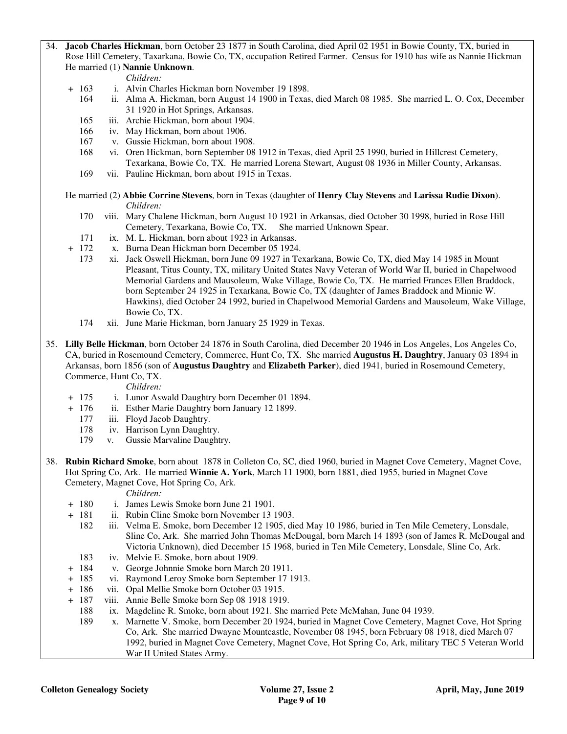34. **Jacob Charles Hickman**, born October 23 1877 in South Carolina, died April 02 1951 in Bowie County, TX, buried in Rose Hill Cemetery, Taxarkana, Bowie Co, TX, occupation Retired Farmer. Census for 1910 has wife as Nannie Hickman He married (1) **Nannie Unknown**.

*Children:*

- \+ 163 i. Alvin Charles Hickman born November 19 1898.
- 164 ii. Alma A. Hickman, born August 14 1900 in Texas, died March 08 1985. She married L. O. Cox, December 31 1920 in Hot Springs, Arkansas.
- 165 iii. Archie Hickman, born about 1904.
- 166 iv. May Hickman, born about 1906.
- 167 v. Gussie Hickman, born about 1908.
- 168 vi. Oren Hickman, born September 08 1912 in Texas, died April 25 1990, buried in Hillcrest Cemetery, Texarkana, Bowie Co, TX. He married Lorena Stewart, August 08 1936 in Miller County, Arkansas.
- 169 vii. Pauline Hickman, born about 1915 in Texas.

He married (2) **Abbie Corrine Stevens**, born in Texas (daughter of **Henry Clay Stevens** and **Larissa Rudie Dixon**).

*Children:*

- 170 viii. Mary Chalene Hickman, born August 10 1921 in Arkansas, died October 30 1998, buried in Rose Hill Cemetery, Texarkana, Bowie Co, TX. She married Unknown Spear.
- 171 ix. M. L. Hickman, born about 1923 in Arkansas.
- \+ 172 x. Burna Dean Hickman born December 05 1924.
- 173 xi. Jack Oswell Hickman, born June 09 1927 in Texarkana, Bowie Co, TX, died May 14 1985 in Mount Pleasant, Titus County, TX, military United States Navy Veteran of World War II, buried in Chapelwood Memorial Gardens and Mausoleum, Wake Village, Bowie Co, TX. He married Frances Ellen Braddock, born September 24 1925 in Texarkana, Bowie Co, TX (daughter of James Braddock and Minnie W. Hawkins), died October 24 1992, buried in Chapelwood Memorial Gardens and Mausoleum, Wake Village, Bowie Co, TX.
- 174 xii. June Marie Hickman, born January 25 1929 in Texas.

35. **Lilly Belle Hickman**, born October 24 1876 in South Carolina, died December 20 1946 in Los Angeles, Los Angeles Co, CA, buried in Rosemound Cemetery, Commerce, Hunt Co, TX. She married **Augustus H. Daughtry**, January 03 1894 in Arkansas, born 1856 (son of **Augustus Daughtry** and **Elizabeth Parker**), died 1941, buried in Rosemound Cemetery, Commerce, Hunt Co, TX.

*Children:*

- \+ 175 i. Lunor Aswald Daughtry born December 01 1894.
- \+ 176 ii. Esther Marie Daughtry born January 12 1899.
- 177 iii. Floyd Jacob Daughtry.
- 178 iv. Harrison Lynn Daughtry.
- 179 v. Gussie Marvaline Daughtry.

38. **Rubin Richard Smoke**, born about 1878 in Colleton Co, SC, died 1960, buried in Magnet Cove Cemetery, Magnet Cove, Hot Spring Co, Ark. He married **Winnie A. York**, March 11 1900, born 1881, died 1955, buried in Magnet Cove Cemetery, Magnet Cove, Hot Spring Co, Ark.

*Children:*

- \+ 180 i. James Lewis Smoke born June 21 1901.
- \+ 181 ii. Rubin Cline Smoke born November 13 1903.
- 182 iii. Velma E. Smoke, born December 12 1905, died May 10 1986, buried in Ten Mile Cemetery, Lonsdale, Sline Co, Ark. She married John Thomas McDougal, born March 14 1893 (son of James R. McDougal and Victoria Unknown), died December 15 1968, buried in Ten Mile Cemetery, Lonsdale, Sline Co, Ark.
- 183 iv. Melvie E. Smoke, born about 1909.
- \+ 184 v. George Johnnie Smoke born March 20 1911.
- \+ 185 vi. Raymond Leroy Smoke born September 17 1913.
- \+ 186 vii. Opal Mellie Smoke born October 03 1915.
- \+ 187 viii. Annie Belle Smoke born Sep 08 1918 1919.
- 188 ix. Magdeline R. Smoke, born about 1921. She married Pete McMahan, June 04 1939.
- 189 x. Marnette V. Smoke, born December 20 1924, buried in Magnet Cove Cemetery, Magnet Cove, Hot Spring Co, Ark. She married Dwayne Mountcastle, November 08 1945, born February 08 1918, died March 07 1992, buried in Magnet Cove Cemetery, Magnet Cove, Hot Spring Co, Ark, military TEC 5 Veteran World War II United States Army.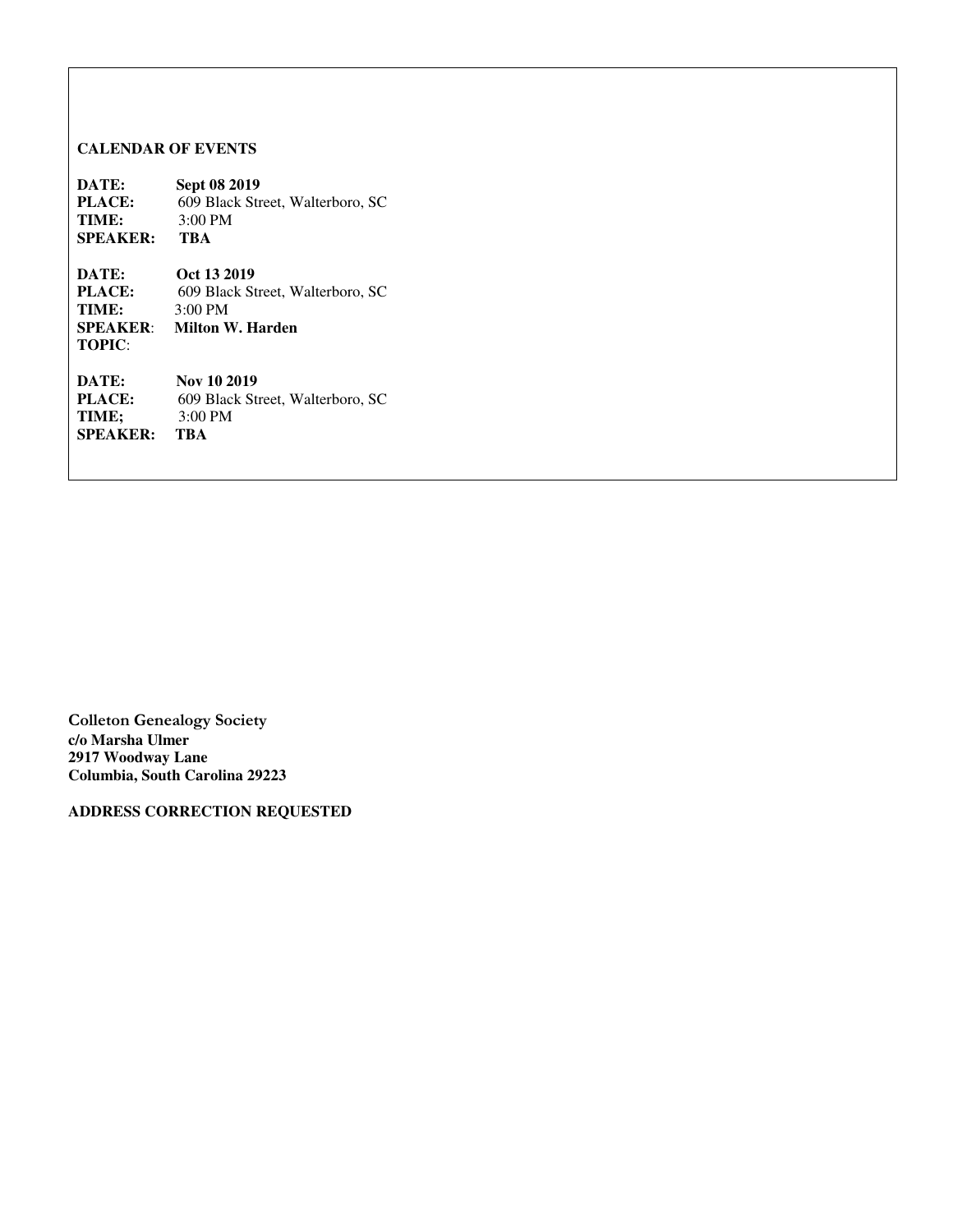**CALENDAR OF EVENTS**

**DATE:** **Sept 08 2019**
**PLACE:** 609 Black Street, Walterboro, SC
**TIME:** 3:00 PM
**SPEAKER:** **TBA**

**DATE:** **Oct 13 2019**
**PLACE:** 609 Black Street, Walterboro, SC
**TIME:** 3:00 PM
**SPEAKER**: **Milton W. Harden**
**TOPIC**:

**DATE:** **Nov 10 2019**
**PLACE:** 609 Black Street, Walterboro, SC
**TIME;** 3:00 PM
**SPEAKER:** **TBA**

**Colleton Genealogy Society**
**c/o Marsha Ulmer**
**2917 Woodway Lane**
**Columbia, South Carolina 29223**

**ADDRESS CORRECTION REQUESTED**